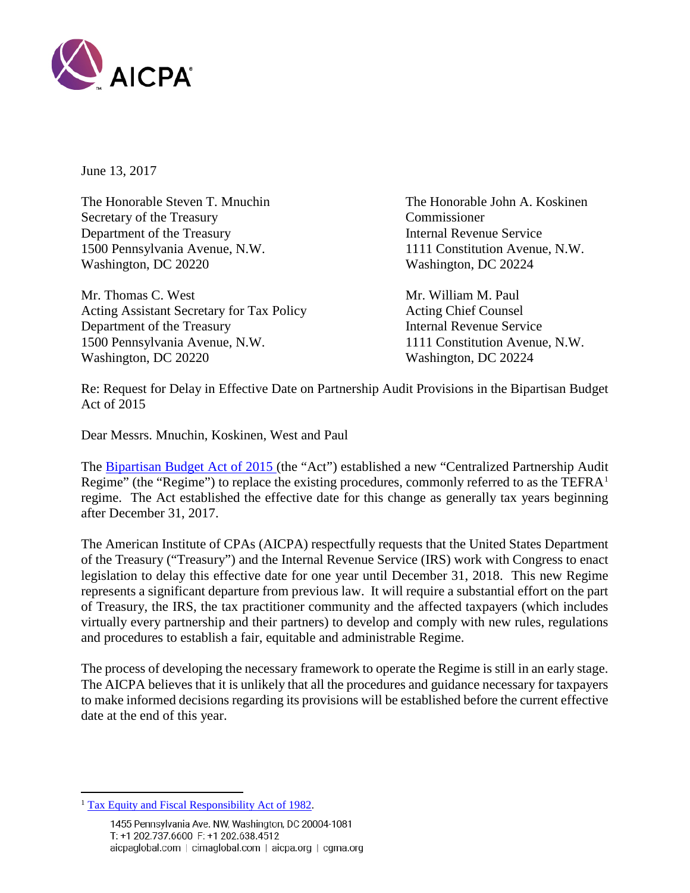June 13, 2017

The Honorable Steven T. Mnuchin
Secretary of the Treasury
Department of the Treasury
1500 Pennsylvania Avenue, N.W.
Washington, DC 20220

The Honorable John A. Koskinen
Commissioner
Internal Revenue Service
1111 Constitution Avenue, N.W.
Washington, DC 20224

Mr. Thomas C. West
Acting Assistant Secretary for Tax Policy
Department of the Treasury
1500 Pennsylvania Avenue, N.W.
Washington, DC 20220

Mr. William M. Paul
Acting Chief Counsel
Internal Revenue Service
1111 Constitution Avenue, N.W.
Washington, DC 20224

Re: Request for Delay in Effective Date on Partnership Audit Provisions in the Bipartisan Budget Act of 2015

Dear Messrs. Mnuchin, Koskinen, West and Paul

The Bipartisan Budget Act of 2015 (the "Act") established a new "Centralized Partnership Audit Regime" (the "Regime") to replace the existing procedures, commonly referred to as the TEFRA[1] regime. The Act established the effective date for this change as generally tax years beginning after December 31, 2017.

The American Institute of CPAs (AICPA) respectfully requests that the United States Department of the Treasury ("Treasury") and the Internal Revenue Service (IRS) work with Congress to enact legislation to delay this effective date for one year until December 31, 2018. This new Regime represents a significant departure from previous law. It will require a substantial effort on the part of Treasury, the IRS, the tax practitioner community and the affected taxpayers (which includes virtually every partnership and their partners) to develop and comply with new rules, regulations and procedures to establish a fair, equitable and administrable Regime.

The process of developing the necessary framework to operate the Regime is still in an early stage. The AICPA believes that it is unlikely that all the procedures and guidance necessary for taxpayers to make informed decisions regarding its provisions will be established before the current effective date at the end of this year.

[1] Tax Equity and Fiscal Responsibility Act of 1982.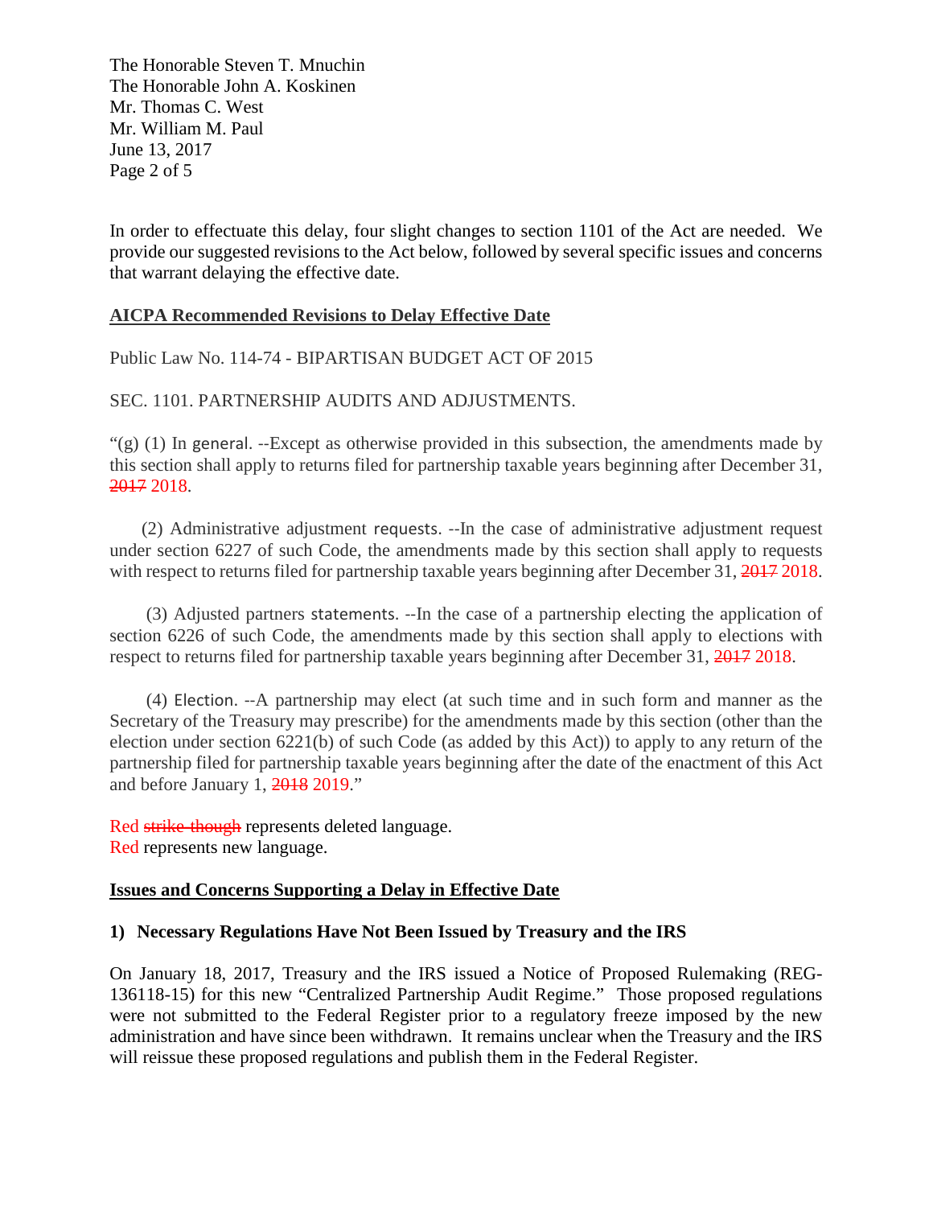In order to effectuate this delay, four slight changes to section 1101 of the Act are needed. We provide our suggested revisions to the Act below, followed by several specific issues and concerns that warrant delaying the effective date.

**AICPA Recommended Revisions to Delay Effective Date**

Public Law No. 114-74 - BIPARTISAN BUDGET ACT OF 2015

SEC. 1101. PARTNERSHIP AUDITS AND ADJUSTMENTS.

"(g) (1) In general. --Except as otherwise provided in this subsection, the amendments made by this section shall apply to returns filed for partnership taxable years beginning after December 31, ~~2017~~ 2018.

(2) Administrative adjustment requests. --In the case of administrative adjustment request under section 6227 of such Code, the amendments made by this section shall apply to requests with respect to returns filed for partnership taxable years beginning after December 31, ~~2017~~ 2018.

(3) Adjusted partners statements. --In the case of a partnership electing the application of section 6226 of such Code, the amendments made by this section shall apply to elections with respect to returns filed for partnership taxable years beginning after December 31, ~~2017~~ 2018.

(4) Election. --A partnership may elect (at such time and in such form and manner as the Secretary of the Treasury may prescribe) for the amendments made by this section (other than the election under section 6221(b) of such Code (as added by this Act)) to apply to any return of the partnership filed for partnership taxable years beginning after the date of the enactment of this Act and before January 1, ~~2018~~ 2019."

Red ~~strike-though~~ represents deleted language.
Red represents new language.

**Issues and Concerns Supporting a Delay in Effective Date**

**1) Necessary Regulations Have Not Been Issued by Treasury and the IRS**

On January 18, 2017, Treasury and the IRS issued a Notice of Proposed Rulemaking (REG-136118-15) for this new "Centralized Partnership Audit Regime." Those proposed regulations were not submitted to the Federal Register prior to a regulatory freeze imposed by the new administration and have since been withdrawn. It remains unclear when the Treasury and the IRS will reissue these proposed regulations and publish them in the Federal Register.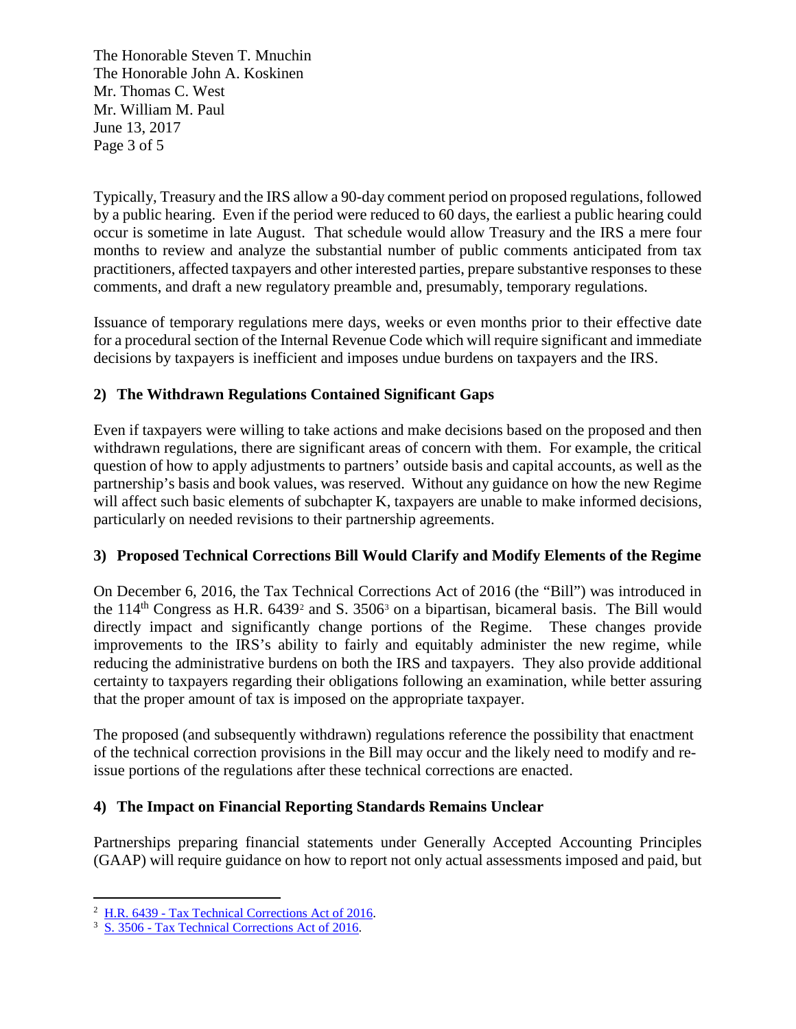Typically, Treasury and the IRS allow a 90-day comment period on proposed regulations, followed by a public hearing. Even if the period were reduced to 60 days, the earliest a public hearing could occur is sometime in late August. That schedule would allow Treasury and the IRS a mere four months to review and analyze the substantial number of public comments anticipated from tax practitioners, affected taxpayers and other interested parties, prepare substantive responses to these comments, and draft a new regulatory preamble and, presumably, temporary regulations.

Issuance of temporary regulations mere days, weeks or even months prior to their effective date for a procedural section of the Internal Revenue Code which will require significant and immediate decisions by taxpayers is inefficient and imposes undue burdens on taxpayers and the IRS.

## 2) The Withdrawn Regulations Contained Significant Gaps

Even if taxpayers were willing to take actions and make decisions based on the proposed and then withdrawn regulations, there are significant areas of concern with them. For example, the critical question of how to apply adjustments to partners' outside basis and capital accounts, as well as the partnership's basis and book values, was reserved. Without any guidance on how the new Regime will affect such basic elements of subchapter K, taxpayers are unable to make informed decisions, particularly on needed revisions to their partnership agreements.

## 3) Proposed Technical Corrections Bill Would Clarify and Modify Elements of the Regime

On December 6, 2016, the Tax Technical Corrections Act of 2016 (the "Bill") was introduced in the 114th Congress as H.R. 6439[2] and S. 3506[3] on a bipartisan, bicameral basis. The Bill would directly impact and significantly change portions of the Regime. These changes provide improvements to the IRS's ability to fairly and equitably administer the new regime, while reducing the administrative burdens on both the IRS and taxpayers. They also provide additional certainty to taxpayers regarding their obligations following an examination, while better assuring that the proper amount of tax is imposed on the appropriate taxpayer.

The proposed (and subsequently withdrawn) regulations reference the possibility that enactment of the technical correction provisions in the Bill may occur and the likely need to modify and re-issue portions of the regulations after these technical corrections are enacted.

## 4) The Impact on Financial Reporting Standards Remains Unclear

Partnerships preparing financial statements under Generally Accepted Accounting Principles (GAAP) will require guidance on how to report not only actual assessments imposed and paid, but

---

[2] H.R. 6439 - Tax Technical Corrections Act of 2016.

[3] S. 3506 - Tax Technical Corrections Act of 2016.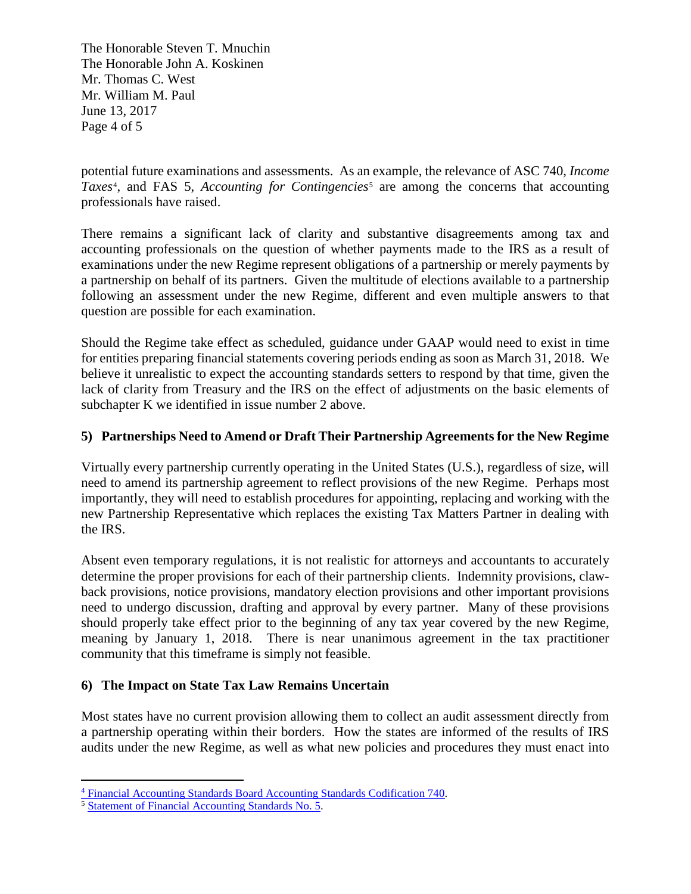potential future examinations and assessments. As an example, the relevance of ASC 740, *Income Taxes*[4], and FAS 5, *Accounting for Contingencies*[5] are among the concerns that accounting professionals have raised.

There remains a significant lack of clarity and substantive disagreements among tax and accounting professionals on the question of whether payments made to the IRS as a result of examinations under the new Regime represent obligations of a partnership or merely payments by a partnership on behalf of its partners. Given the multitude of elections available to a partnership following an assessment under the new Regime, different and even multiple answers to that question are possible for each examination.

Should the Regime take effect as scheduled, guidance under GAAP would need to exist in time for entities preparing financial statements covering periods ending as soon as March 31, 2018. We believe it unrealistic to expect the accounting standards setters to respond by that time, given the lack of clarity from Treasury and the IRS on the effect of adjustments on the basic elements of subchapter K we identified in issue number 2 above.

**5) Partnerships Need to Amend or Draft Their Partnership Agreements for the New Regime**

Virtually every partnership currently operating in the United States (U.S.), regardless of size, will need to amend its partnership agreement to reflect provisions of the new Regime. Perhaps most importantly, they will need to establish procedures for appointing, replacing and working with the new Partnership Representative which replaces the existing Tax Matters Partner in dealing with the IRS.

Absent even temporary regulations, it is not realistic for attorneys and accountants to accurately determine the proper provisions for each of their partnership clients. Indemnity provisions, claw-back provisions, notice provisions, mandatory election provisions and other important provisions need to undergo discussion, drafting and approval by every partner. Many of these provisions should properly take effect prior to the beginning of any tax year covered by the new Regime, meaning by January 1, 2018. There is near unanimous agreement in the tax practitioner community that this timeframe is simply not feasible.

**6) The Impact on State Tax Law Remains Uncertain**

Most states have no current provision allowing them to collect an audit assessment directly from a partnership operating within their borders. How the states are informed of the results of IRS audits under the new Regime, as well as what new policies and procedures they must enact into

---

[4] Financial Accounting Standards Board Accounting Standards Codification 740.

[5] Statement of Financial Accounting Standards No. 5.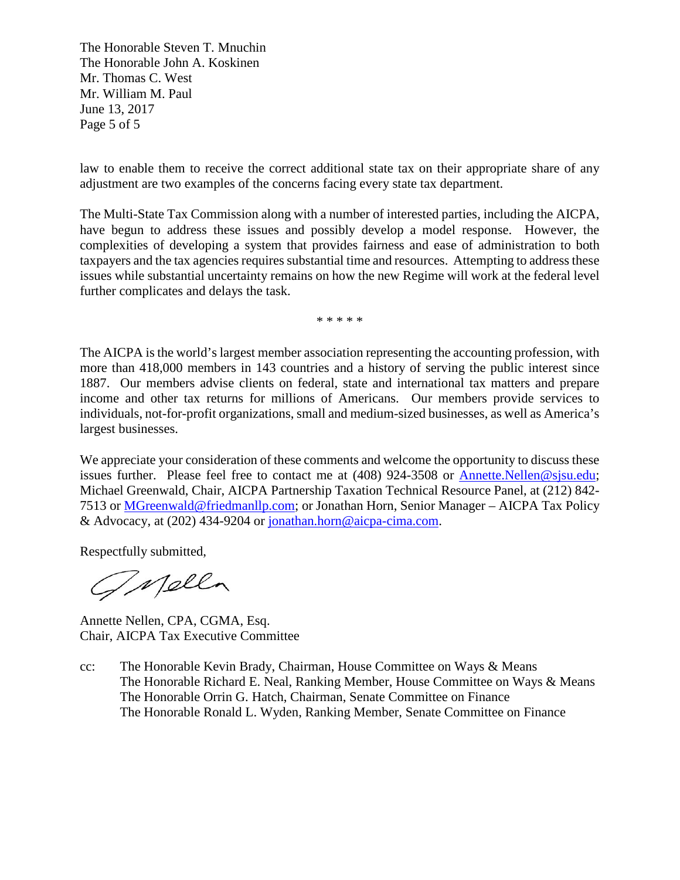law to enable them to receive the correct additional state tax on their appropriate share of any adjustment are two examples of the concerns facing every state tax department.

The Multi-State Tax Commission along with a number of interested parties, including the AICPA, have begun to address these issues and possibly develop a model response. However, the complexities of developing a system that provides fairness and ease of administration to both taxpayers and the tax agencies requires substantial time and resources. Attempting to address these issues while substantial uncertainty remains on how the new Regime will work at the federal level further complicates and delays the task.

\* \* \* \* \*

The AICPA is the world's largest member association representing the accounting profession, with more than 418,000 members in 143 countries and a history of serving the public interest since 1887. Our members advise clients on federal, state and international tax matters and prepare income and other tax returns for millions of Americans. Our members provide services to individuals, not-for-profit organizations, small and medium-sized businesses, as well as America's largest businesses.

We appreciate your consideration of these comments and welcome the opportunity to discuss these issues further. Please feel free to contact me at (408) 924-3508 or Annette.Nellen@sjsu.edu; Michael Greenwald, Chair, AICPA Partnership Taxation Technical Resource Panel, at (212) 842-7513 or MGreenwald@friedmanllp.com; or Jonathan Horn, Senior Manager – AICPA Tax Policy & Advocacy, at (202) 434-9204 or jonathan.horn@aicpa-cima.com.

Respectfully submitted,

Annette Nellen, CPA, CGMA, Esq.
Chair, AICPA Tax Executive Committee

cc: The Honorable Kevin Brady, Chairman, House Committee on Ways & Means
The Honorable Richard E. Neal, Ranking Member, House Committee on Ways & Means
The Honorable Orrin G. Hatch, Chairman, Senate Committee on Finance
The Honorable Ronald L. Wyden, Ranking Member, Senate Committee on Finance